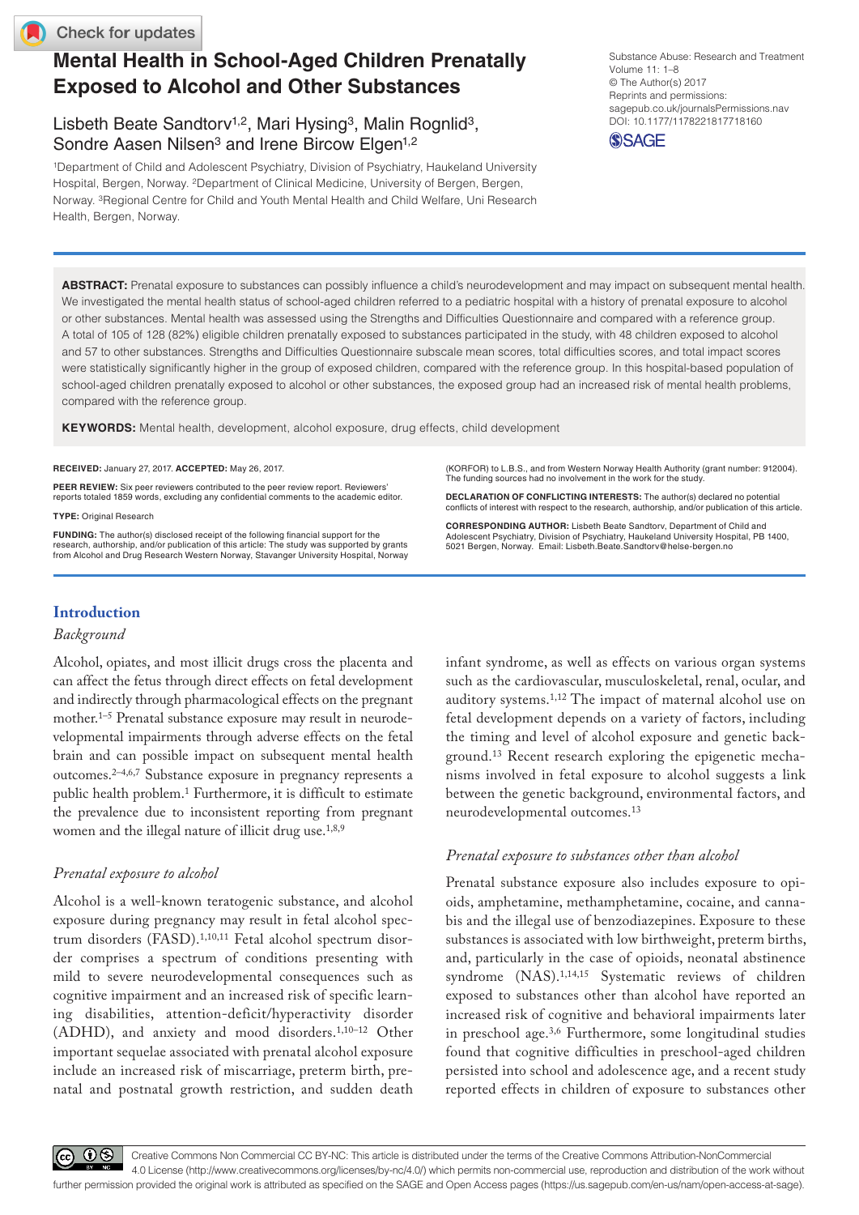# Mental Health in School-Aged Children Prenatally Exposed to Alcohol and Other Substances

Lisbeth Beate Sandtorv[1,2], Mari Hysing[3], Malin Rognlid[3], Sondre Aasen Nilsen[3] and Irene Bircow Elgen[1,2]

[1]Department of Child and Adolescent Psychiatry, Division of Psychiatry, Haukeland University Hospital, Bergen, Norway. [2]Department of Clinical Medicine, University of Bergen, Bergen, Norway. [3]Regional Centre for Child and Youth Mental Health and Child Welfare, Uni Research Health, Bergen, Norway.

Substance Abuse: Research and Treatment
Volume 11: 1–8
© The Author(s) 2017
Reprints and permissions: sagepub.co.uk/journalsPermissions.nav
DOI: 10.1177/1178221817718160

**ABSTRACT:** Prenatal exposure to substances can possibly influence a child's neurodevelopment and may impact on subsequent mental health. We investigated the mental health status of school-aged children referred to a pediatric hospital with a history of prenatal exposure to alcohol or other substances. Mental health was assessed using the Strengths and Difficulties Questionnaire and compared with a reference group. A total of 105 of 128 (82%) eligible children prenatally exposed to substances participated in the study, with 48 children exposed to alcohol and 57 to other substances. Strengths and Difficulties Questionnaire subscale mean scores, total difficulties scores, and total impact scores were statistically significantly higher in the group of exposed children, compared with the reference group. In this hospital-based population of school-aged children prenatally exposed to alcohol or other substances, the exposed group had an increased risk of mental health problems, compared with the reference group.

**KEYWORDS:** Mental health, development, alcohol exposure, drug effects, child development

**RECEIVED:** January 27, 2017. **ACCEPTED:** May 26, 2017.

**PEER REVIEW:** Six peer reviewers contributed to the peer review report. Reviewers' reports totaled 1859 words, excluding any confidential comments to the academic editor.

**TYPE:** Original Research

**FUNDING:** The author(s) disclosed receipt of the following financial support for the research, authorship, and/or publication of this article: The study was supported by grants from Alcohol and Drug Research Western Norway, Stavanger University Hospital, Norway (KORFOR) to L.B.S., and from Western Norway Health Authority (grant number: 912004). The funding sources had no involvement in the work for the study.

**DECLARATION OF CONFLICTING INTERESTS:** The author(s) declared no potential conflicts of interest with respect to the research, authorship, and/or publication of this article.

**CORRESPONDING AUTHOR:** Lisbeth Beate Sandtorv, Department of Child and Adolescent Psychiatry, Division of Psychiatry, Haukeland University Hospital, PB 1400, 5021 Bergen, Norway. Email: Lisbeth.Beate.Sandtorv@helse-bergen.no

## Introduction

### *Background*

Alcohol, opiates, and most illicit drugs cross the placenta and can affect the fetus through direct effects on fetal development and indirectly through pharmacological effects on the pregnant mother.[1–5] Prenatal substance exposure may result in neurodevelopmental impairments through adverse effects on the fetal brain and can possible impact on subsequent mental health outcomes.[2–4,6,7] Substance exposure in pregnancy represents a public health problem.[1] Furthermore, it is difficult to estimate the prevalence due to inconsistent reporting from pregnant women and the illegal nature of illicit drug use.[1,8,9]

### *Prenatal exposure to alcohol*

Alcohol is a well-known teratogenic substance, and alcohol exposure during pregnancy may result in fetal alcohol spectrum disorders (FASD).[1,10,11] Fetal alcohol spectrum disorder comprises a spectrum of conditions presenting with mild to severe neurodevelopmental consequences such as cognitive impairment and an increased risk of specific learning disabilities, attention-deficit/hyperactivity disorder (ADHD), and anxiety and mood disorders.[1,10–12] Other important sequelae associated with prenatal alcohol exposure include an increased risk of miscarriage, preterm birth, prenatal and postnatal growth restriction, and sudden death infant syndrome, as well as effects on various organ systems such as the cardiovascular, musculoskeletal, renal, ocular, and auditory systems.[1,12] The impact of maternal alcohol use on fetal development depends on a variety of factors, including the timing and level of alcohol exposure and genetic background.[13] Recent research exploring the epigenetic mechanisms involved in fetal exposure to alcohol suggests a link between the genetic background, environmental factors, and neurodevelopmental outcomes.[13]

### *Prenatal exposure to substances other than alcohol*

Prenatal substance exposure also includes exposure to opioids, amphetamine, methamphetamine, cocaine, and cannabis and the illegal use of benzodiazepines. Exposure to these substances is associated with low birthweight, preterm births, and, particularly in the case of opioids, neonatal abstinence syndrome (NAS).[1,14,15] Systematic reviews of children exposed to substances other than alcohol have reported an increased risk of cognitive and behavioral impairments later in preschool age.[3,6] Furthermore, some longitudinal studies found that cognitive difficulties in preschool-aged children persisted into school and adolescence age, and a recent study reported effects in children of exposure to substances other

Creative Commons Non Commercial CC BY-NC: This article is distributed under the terms of the Creative Commons Attribution-NonCommercial 4.0 License (http://www.creativecommons.org/licenses/by-nc/4.0/) which permits non-commercial use, reproduction and distribution of the work without further permission provided the original work is attributed as specified on the SAGE and Open Access pages (https://us.sagepub.com/en-us/nam/open-access-at-sage).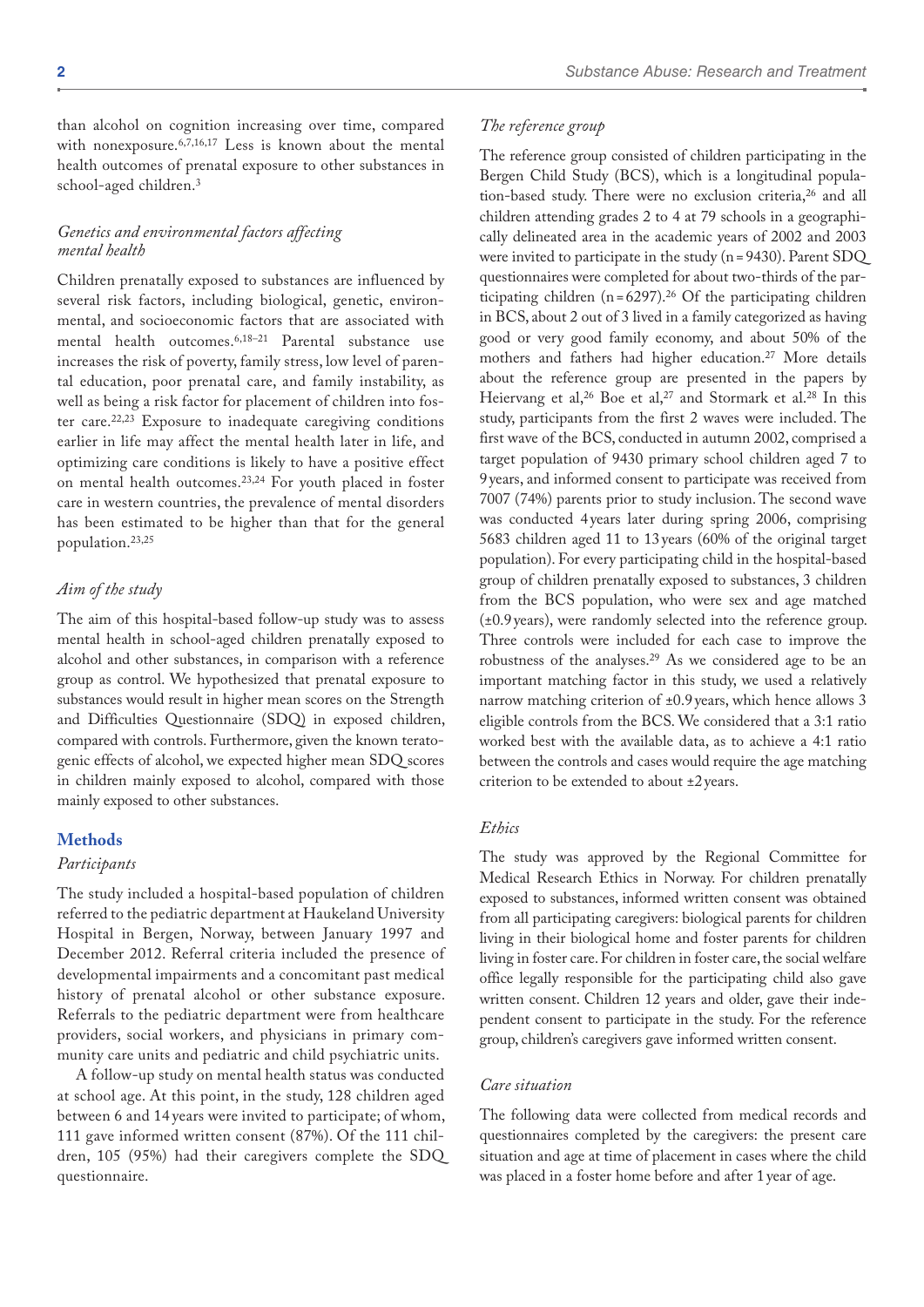than alcohol on cognition increasing over time, compared with nonexposure.[6,7,16,17] Less is known about the mental health outcomes of prenatal exposure to other substances in school-aged children.[3]

### *Genetics and environmental factors affecting mental health*

Children prenatally exposed to substances are influenced by several risk factors, including biological, genetic, environmental, and socioeconomic factors that are associated with mental health outcomes.[6,18–21] Parental substance use increases the risk of poverty, family stress, low level of parental education, poor prenatal care, and family instability, as well as being a risk factor for placement of children into foster care.[22,23] Exposure to inadequate caregiving conditions earlier in life may affect the mental health later in life, and optimizing care conditions is likely to have a positive effect on mental health outcomes.[23,24] For youth placed in foster care in western countries, the prevalence of mental disorders has been estimated to be higher than that for the general population.[23,25]

### *Aim of the study*

The aim of this hospital-based follow-up study was to assess mental health in school-aged children prenatally exposed to alcohol and other substances, in comparison with a reference group as control. We hypothesized that prenatal exposure to substances would result in higher mean scores on the Strength and Difficulties Questionnaire (SDQ) in exposed children, compared with controls. Furthermore, given the known teratogenic effects of alcohol, we expected higher mean SDQ scores in children mainly exposed to alcohol, compared with those mainly exposed to other substances.

## Methods

### *Participants*

The study included a hospital-based population of children referred to the pediatric department at Haukeland University Hospital in Bergen, Norway, between January 1997 and December 2012. Referral criteria included the presence of developmental impairments and a concomitant past medical history of prenatal alcohol or other substance exposure. Referrals to the pediatric department were from healthcare providers, social workers, and physicians in primary community care units and pediatric and child psychiatric units.

A follow-up study on mental health status was conducted at school age. At this point, in the study, 128 children aged between 6 and 14 years were invited to participate; of whom, 111 gave informed written consent (87%). Of the 111 children, 105 (95%) had their caregivers complete the SDQ questionnaire.

### *The reference group*

The reference group consisted of children participating in the Bergen Child Study (BCS), which is a longitudinal population-based study. There were no exclusion criteria,[26] and all children attending grades 2 to 4 at 79 schools in a geographically delineated area in the academic years of 2002 and 2003 were invited to participate in the study (n = 9430). Parent SDQ questionnaires were completed for about two-thirds of the participating children (n = 6297).[26] Of the participating children in BCS, about 2 out of 3 lived in a family categorized as having good or very good family economy, and about 50% of the mothers and fathers had higher education.[27] More details about the reference group are presented in the papers by Heiervang et al,[26] Boe et al,[27] and Stormark et al.[28] In this study, participants from the first 2 waves were included. The first wave of the BCS, conducted in autumn 2002, comprised a target population of 9430 primary school children aged 7 to 9 years, and informed consent to participate was received from 7007 (74%) parents prior to study inclusion. The second wave was conducted 4 years later during spring 2006, comprising 5683 children aged 11 to 13 years (60% of the original target population). For every participating child in the hospital-based group of children prenatally exposed to substances, 3 children from the BCS population, who were sex and age matched (±0.9 years), were randomly selected into the reference group. Three controls were included for each case to improve the robustness of the analyses.[29] As we considered age to be an important matching factor in this study, we used a relatively narrow matching criterion of ±0.9 years, which hence allows 3 eligible controls from the BCS. We considered that a 3:1 ratio worked best with the available data, as to achieve a 4:1 ratio between the controls and cases would require the age matching criterion to be extended to about ±2 years.

### *Ethics*

The study was approved by the Regional Committee for Medical Research Ethics in Norway. For children prenatally exposed to substances, informed written consent was obtained from all participating caregivers: biological parents for children living in their biological home and foster parents for children living in foster care. For children in foster care, the social welfare office legally responsible for the participating child also gave written consent. Children 12 years and older, gave their independent consent to participate in the study. For the reference group, children's caregivers gave informed written consent.

### *Care situation*

The following data were collected from medical records and questionnaires completed by the caregivers: the present care situation and age at time of placement in cases where the child was placed in a foster home before and after 1 year of age.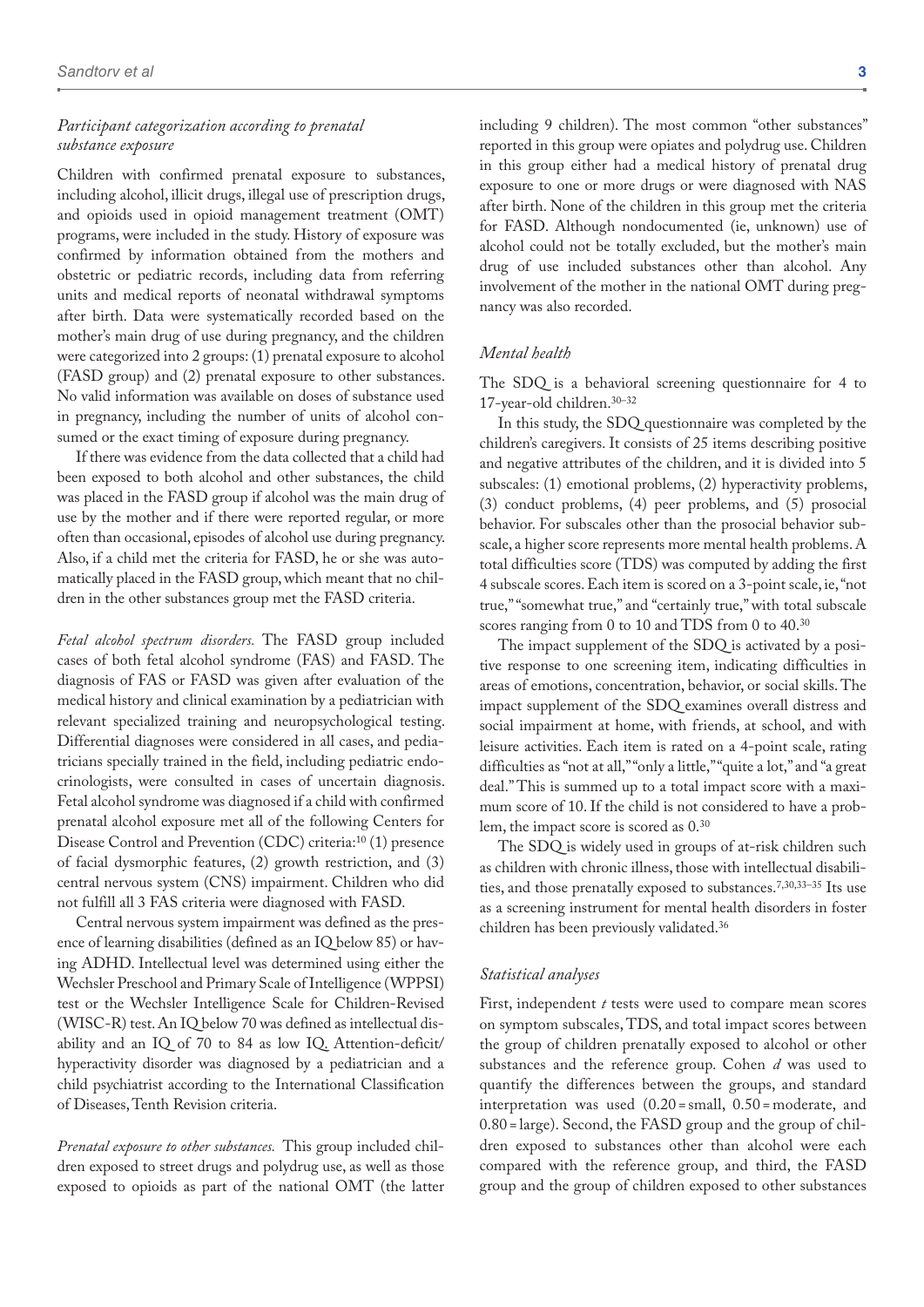### *Participant categorization according to prenatal substance exposure*

Children with confirmed prenatal exposure to substances, including alcohol, illicit drugs, illegal use of prescription drugs, and opioids used in opioid management treatment (OMT) programs, were included in the study. History of exposure was confirmed by information obtained from the mothers and obstetric or pediatric records, including data from referring units and medical reports of neonatal withdrawal symptoms after birth. Data were systematically recorded based on the mother's main drug of use during pregnancy, and the children were categorized into 2 groups: (1) prenatal exposure to alcohol (FASD group) and (2) prenatal exposure to other substances. No valid information was available on doses of substance used in pregnancy, including the number of units of alcohol consumed or the exact timing of exposure during pregnancy.

If there was evidence from the data collected that a child had been exposed to both alcohol and other substances, the child was placed in the FASD group if alcohol was the main drug of use by the mother and if there were reported regular, or more often than occasional, episodes of alcohol use during pregnancy. Also, if a child met the criteria for FASD, he or she was automatically placed in the FASD group, which meant that no children in the other substances group met the FASD criteria.

*Fetal alcohol spectrum disorders.* The FASD group included cases of both fetal alcohol syndrome (FAS) and FASD. The diagnosis of FAS or FASD was given after evaluation of the medical history and clinical examination by a pediatrician with relevant specialized training and neuropsychological testing. Differential diagnoses were considered in all cases, and pediatricians specially trained in the field, including pediatric endocrinologists, were consulted in cases of uncertain diagnosis. Fetal alcohol syndrome was diagnosed if a child with confirmed prenatal alcohol exposure met all of the following Centers for Disease Control and Prevention (CDC) criteria:[10] (1) presence of facial dysmorphic features, (2) growth restriction, and (3) central nervous system (CNS) impairment. Children who did not fulfill all 3 FAS criteria were diagnosed with FASD.

Central nervous system impairment was defined as the presence of learning disabilities (defined as an IQ below 85) or having ADHD. Intellectual level was determined using either the Wechsler Preschool and Primary Scale of Intelligence (WPPSI) test or the Wechsler Intelligence Scale for Children-Revised (WISC-R) test. An IQ below 70 was defined as intellectual disability and an IQ of 70 to 84 as low IQ. Attention-deficit/hyperactivity disorder was diagnosed by a pediatrician and a child psychiatrist according to the International Classification of Diseases, Tenth Revision criteria.

*Prenatal exposure to other substances.* This group included children exposed to street drugs and polydrug use, as well as those exposed to opioids as part of the national OMT (the latter including 9 children). The most common "other substances" reported in this group were opiates and polydrug use. Children in this group either had a medical history of prenatal drug exposure to one or more drugs or were diagnosed with NAS after birth. None of the children in this group met the criteria for FASD. Although nondocumented (ie, unknown) use of alcohol could not be totally excluded, but the mother's main drug of use included substances other than alcohol. Any involvement of the mother in the national OMT during pregnancy was also recorded.

### *Mental health*

The SDQ is a behavioral screening questionnaire for 4 to 17-year-old children.[30–32]

In this study, the SDQ questionnaire was completed by the children's caregivers. It consists of 25 items describing positive and negative attributes of the children, and it is divided into 5 subscales: (1) emotional problems, (2) hyperactivity problems, (3) conduct problems, (4) peer problems, and (5) prosocial behavior. For subscales other than the prosocial behavior subscale, a higher score represents more mental health problems. A total difficulties score (TDS) was computed by adding the first 4 subscale scores. Each item is scored on a 3-point scale, ie, "not true," "somewhat true," and "certainly true," with total subscale scores ranging from 0 to 10 and TDS from 0 to 40.[30]

The impact supplement of the SDQ is activated by a positive response to one screening item, indicating difficulties in areas of emotions, concentration, behavior, or social skills. The impact supplement of the SDQ examines overall distress and social impairment at home, with friends, at school, and with leisure activities. Each item is rated on a 4-point scale, rating difficulties as "not at all," "only a little," "quite a lot," and "a great deal." This is summed up to a total impact score with a maximum score of 10. If the child is not considered to have a problem, the impact score is scored as 0.[30]

The SDQ is widely used in groups of at-risk children such as children with chronic illness, those with intellectual disabilities, and those prenatally exposed to substances.[7,30,33–35] Its use as a screening instrument for mental health disorders in foster children has been previously validated.[36]

### *Statistical analyses*

First, independent *t* tests were used to compare mean scores on symptom subscales, TDS, and total impact scores between the group of children prenatally exposed to alcohol or other substances and the reference group. Cohen *d* was used to quantify the differences between the groups, and standard interpretation was used (0.20 = small, 0.50 = moderate, and 0.80 = large). Second, the FASD group and the group of children exposed to substances other than alcohol were each compared with the reference group, and third, the FASD group and the group of children exposed to other substances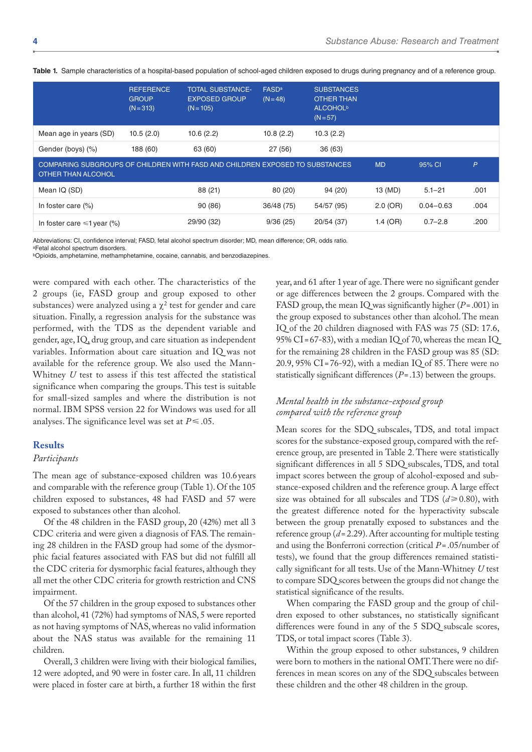**Table 1.** Sample characteristics of a hospital-based population of school-aged children exposed to drugs during pregnancy and of a reference group.

| | REFERENCE GROUP (N = 313) | TOTAL SUBSTANCE-EXPOSED GROUP (N = 105) | FASD[a] (N = 48) | SUBSTANCES OTHER THAN ALCOHOL[b] (N = 57) | | | |
|---|---|---|---|---|---|---|---|
| Mean age in years (SD) | 10.5 (2.0) | 10.6 (2.2) | 10.8 (2.2) | 10.3 (2.2) | | | |
| Gender (boys) (%) | 188 (60) | 63 (60) | 27 (56) | 36 (63) | | | |
| COMPARING SUBGROUPS OF CHILDREN WITH FASD AND CHILDREN EXPOSED TO SUBSTANCES OTHER THAN ALCOHOL | | | | | MD | 95% CI | P |
| Mean IQ (SD) | | 88 (21) | 80 (20) | 94 (20) | 13 (MD) | 5.1–21 | .001 |
| In foster care (%) | | 90 (86) | 36/48 (75) | 54/57 (95) | 2.0 (OR) | 0.04–0.63 | .004 |
| In foster care ≤1 year (%) | | 29/90 (32) | 9/36 (25) | 20/54 (37) | 1.4 (OR) | 0.7–2.8 | .200 |

Abbreviations: CI, confidence interval; FASD, fetal alcohol spectrum disorder; MD, mean difference; OR, odds ratio.
[a]Fetal alcohol spectrum disorders.
[b]Opioids, amphetamine, methamphetamine, cocaine, cannabis, and benzodiazepines.

were compared with each other. The characteristics of the 2 groups (ie, FASD group and group exposed to other substances) were analyzed using a $\chi^2$ test for gender and care situation. Finally, a regression analysis for the substance was performed, with the TDS as the dependent variable and gender, age, IQ, drug group, and care situation as independent variables. Information about care situation and IQ was not available for the reference group. We also used the Mann-Whitney *U* test to assess if this test affected the statistical significance when comparing the groups. This test is suitable for small-sized samples and where the distribution is not normal. IBM SPSS version 22 for Windows was used for all analyses. The significance level was set at $P \leq .05$.

## Results

### *Participants*

The mean age of substance-exposed children was 10.6 years and comparable with the reference group (Table 1). Of the 105 children exposed to substances, 48 had FASD and 57 were exposed to substances other than alcohol.

Of the 48 children in the FASD group, 20 (42%) met all 3 CDC criteria and were given a diagnosis of FAS. The remaining 28 children in the FASD group had some of the dysmorphic facial features associated with FAS but did not fulfill all the CDC criteria for dysmorphic facial features, although they all met the other CDC criteria for growth restriction and CNS impairment.

Of the 57 children in the group exposed to substances other than alcohol, 41 (72%) had symptoms of NAS, 5 were reported as not having symptoms of NAS, whereas no valid information about the NAS status was available for the remaining 11 children.

Overall, 3 children were living with their biological families, 12 were adopted, and 90 were in foster care. In all, 11 children were placed in foster care at birth, a further 18 within the first year, and 61 after 1 year of age. There were no significant gender or age differences between the 2 groups. Compared with the FASD group, the mean IQ was significantly higher ($P = .001$) in the group exposed to substances other than alcohol. The mean IQ of the 20 children diagnosed with FAS was 75 (SD: 17.6, 95% CI = 67-83), with a median IQ of 70, whereas the mean IQ for the remaining 28 children in the FASD group was 85 (SD: 20.9, 95% CI = 76-92), with a median IQ of 85. There were no statistically significant differences ($P = .13$) between the groups.

### *Mental health in the substance-exposed group compared with the reference group*

Mean scores for the SDQ subscales, TDS, and total impact scores for the substance-exposed group, compared with the reference group, are presented in Table 2. There were statistically significant differences in all 5 SDQ subscales, TDS, and total impact scores between the group of alcohol-exposed and substance-exposed children and the reference group. A large effect size was obtained for all subscales and TDS ($d \geq 0.80$), with the greatest difference noted for the hyperactivity subscale between the group prenatally exposed to substances and the reference group ($d = 2.29$). After accounting for multiple testing and using the Bonferroni correction (critical $P = .05$/number of tests), we found that the group differences remained statistically significant for all tests. Use of the Mann-Whitney *U* test to compare SDQ scores between the groups did not change the statistical significance of the results.

When comparing the FASD group and the group of children exposed to other substances, no statistically significant differences were found in any of the 5 SDQ subscale scores, TDS, or total impact scores (Table 3).

Within the group exposed to other substances, 9 children were born to mothers in the national OMT. There were no differences in mean scores on any of the SDQ subscales between these children and the other 48 children in the group.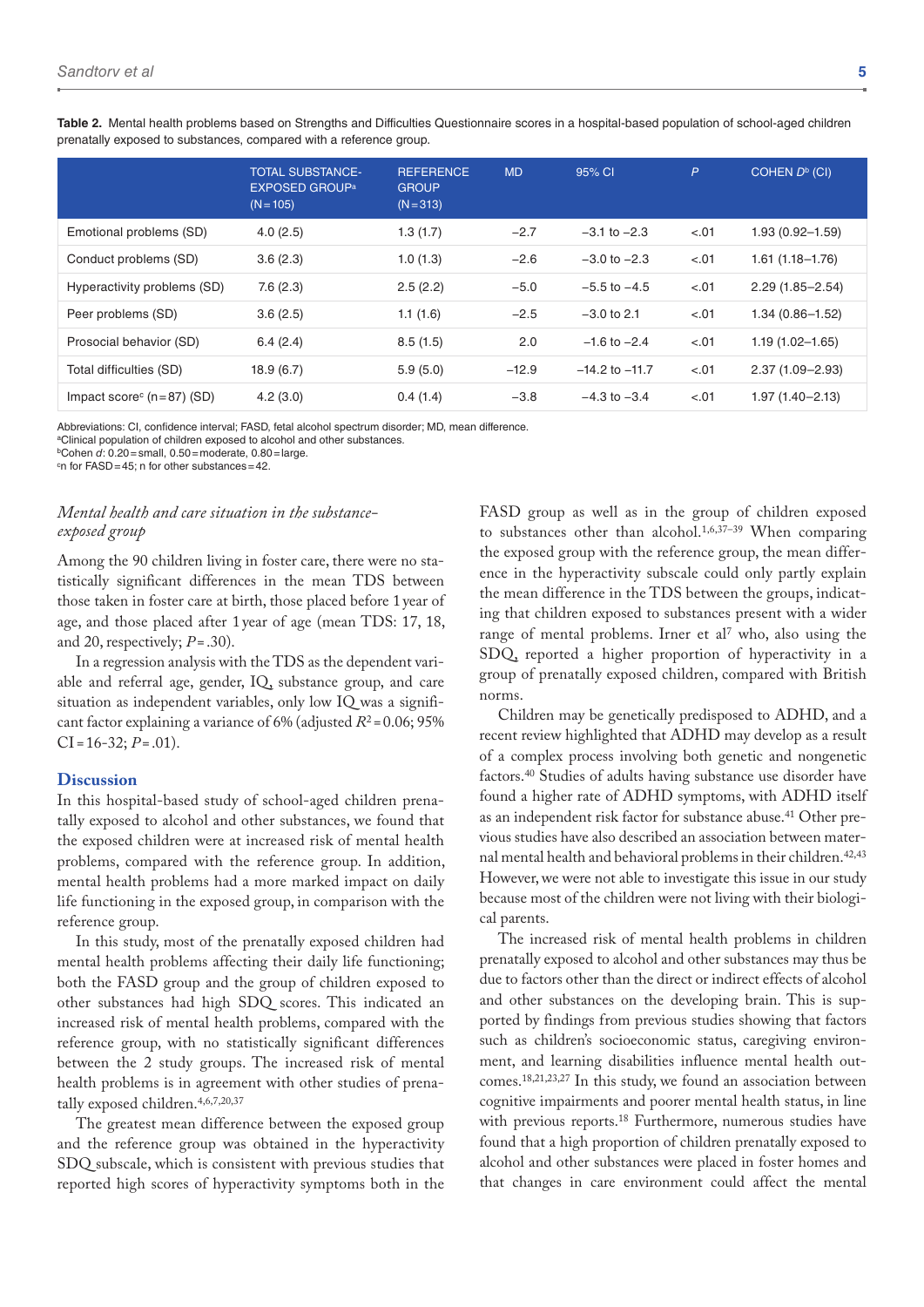**Table 2.** Mental health problems based on Strengths and Difficulties Questionnaire scores in a hospital-based population of school-aged children prenatally exposed to substances, compared with a reference group.

| | TOTAL SUBSTANCE-EXPOSED GROUP[a] (N=105) | REFERENCE GROUP (N=313) | MD | 95% CI | *P* | COHEN *D*[b] (CI) |
|---|---|---|---|---|---|---|
| Emotional problems (SD) | 4.0 (2.5) | 1.3 (1.7) | −2.7 | −3.1 to −2.3 | <.01 | 1.93 (0.92–1.59) |
| Conduct problems (SD) | 3.6 (2.3) | 1.0 (1.3) | −2.6 | −3.0 to −2.3 | <.01 | 1.61 (1.18–1.76) |
| Hyperactivity problems (SD) | 7.6 (2.3) | 2.5 (2.2) | −5.0 | −5.5 to −4.5 | <.01 | 2.29 (1.85–2.54) |
| Peer problems (SD) | 3.6 (2.5) | 1.1 (1.6) | −2.5 | −3.0 to 2.1 | <.01 | 1.34 (0.86–1.52) |
| Prosocial behavior (SD) | 6.4 (2.4) | 8.5 (1.5) | 2.0 | −1.6 to −2.4 | <.01 | 1.19 (1.02–1.65) |
| Total difficulties (SD) | 18.9 (6.7) | 5.9 (5.0) | −12.9 | −14.2 to −11.7 | <.01 | 2.37 (1.09–2.93) |
| Impact score[c] (n=87) (SD) | 4.2 (3.0) | 0.4 (1.4) | −3.8 | −4.3 to −3.4 | <.01 | 1.97 (1.40–2.13) |

Abbreviations: CI, confidence interval; FASD, fetal alcohol spectrum disorder; MD, mean difference.
[a]Clinical population of children exposed to alcohol and other substances.
[b]Cohen *d*: 0.20=small, 0.50=moderate, 0.80=large.
[c]n for FASD=45; n for other substances=42.

### *Mental health and care situation in the substance-exposed group*

Among the 90 children living in foster care, there were no statistically significant differences in the mean TDS between those taken in foster care at birth, those placed before 1 year of age, and those placed after 1 year of age (mean TDS: 17, 18, and 20, respectively; $P=.30$).

In a regression analysis with the TDS as the dependent variable and referral age, gender, IQ, substance group, and care situation as independent variables, only low IQ was a significant factor explaining a variance of 6% (adjusted $R^2=0.06$; 95% CI=16-32; $P=.01$).

## Discussion

In this hospital-based study of school-aged children prenatally exposed to alcohol and other substances, we found that the exposed children were at increased risk of mental health problems, compared with the reference group. In addition, mental health problems had a more marked impact on daily life functioning in the exposed group, in comparison with the reference group.

In this study, most of the prenatally exposed children had mental health problems affecting their daily life functioning; both the FASD group and the group of children exposed to other substances had high SDQ scores. This indicated an increased risk of mental health problems, compared with the reference group, with no statistically significant differences between the 2 study groups. The increased risk of mental health problems is in agreement with other studies of prenatally exposed children.[4,6,7,20,37]

The greatest mean difference between the exposed group and the reference group was obtained in the hyperactivity SDQ subscale, which is consistent with previous studies that reported high scores of hyperactivity symptoms both in the FASD group as well as in the group of children exposed to substances other than alcohol.[1,6,37–39] When comparing the exposed group with the reference group, the mean difference in the hyperactivity subscale could only partly explain the mean difference in the TDS between the groups, indicating that children exposed to substances present with a wider range of mental problems. Irner et al[7] who, also using the SDQ, reported a higher proportion of hyperactivity in a group of prenatally exposed children, compared with British norms.

Children may be genetically predisposed to ADHD, and a recent review highlighted that ADHD may develop as a result of a complex process involving both genetic and nongenetic factors.[40] Studies of adults having substance use disorder have found a higher rate of ADHD symptoms, with ADHD itself as an independent risk factor for substance abuse.[41] Other previous studies have also described an association between maternal mental health and behavioral problems in their children.[42,43] However, we were not able to investigate this issue in our study because most of the children were not living with their biological parents.

The increased risk of mental health problems in children prenatally exposed to alcohol and other substances may thus be due to factors other than the direct or indirect effects of alcohol and other substances on the developing brain. This is supported by findings from previous studies showing that factors such as children's socioeconomic status, caregiving environment, and learning disabilities influence mental health outcomes.[18,21,23,27] In this study, we found an association between cognitive impairments and poorer mental health status, in line with previous reports.[18] Furthermore, numerous studies have found that a high proportion of children prenatally exposed to alcohol and other substances were placed in foster homes and that changes in care environment could affect the mental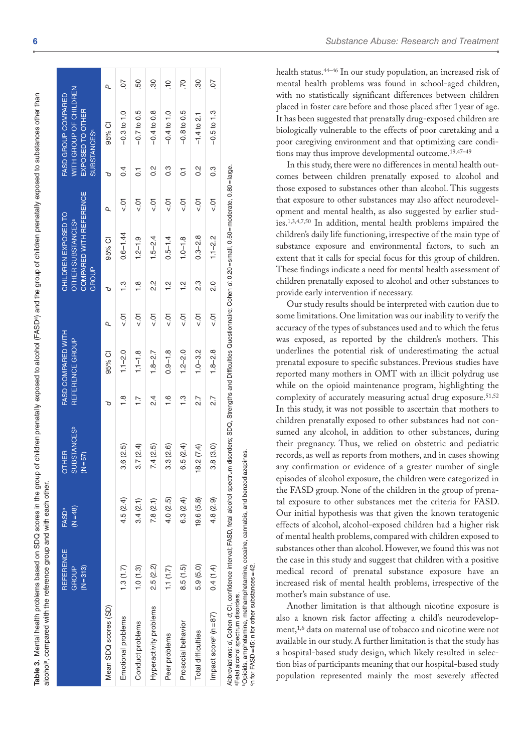**Table 3.** Mental health problems based on SDQ scores in the group of children prenatally exposed to alcohol (FASD[a]) and the group of children prenatally exposed to substances other than alcohol[a], compared with the reference group and with each other.

| | REFERENCE GROUP (N=313) | FASD[a] (N=48) | OTHER SUBSTANCES[b] (N=57) | FASD COMPARED WITH REFERENCE GROUP | | | CHILDREN EXPOSED TO OTHER SUBSTANCES[a] COMPARED WITH REFERENCE GROUP | | | FASD GROUP COMPARED WITH GROUP OF CHILDREN EXPOSED TO OTHER SUBSTANCES[a] | | |
|---|---|---|---|---|---|---|---|---|---|---|---|---|
| Mean SDQ scores (SD) | | | | *d* | 95% CI | *P* | *d* | 95% CI | *P* | *d* | 95% CI | *P* |
| Emotional problems | 1.3 (1.7) | 4.5 (2.4) | 3.6 (2.5) | 1.8 | 1.1–2.0 | <.01 | 1.3 | 0.6–1.44 | <.01 | 0.4 | −0.3 to 1.0 | .07 |
| Conduct problems | 1.0 (1.3) | 3.4 (2.1) | 3.7 (2.4) | 1.7 | 1.1–1.8 | <.01 | 1.8 | 1.2–1.9 | <.01 | 0.1 | −0.7 to 0.5 | .50 |
| Hyperactivity problems | 2.5 (2.2) | 7.8 (2.1) | 7.4 (2.5) | 2.4 | 1.8–2.7 | <.01 | 2.2 | 1.5–2.4 | <.01 | 0.2 | −0.4 to 0.8 | .30 |
| Peer problems | 1.1 (1.7) | 4.0 (2.5) | 3.3 (2.6) | 1.6 | 0.9–1.8 | <.01 | 1.2 | 0.5–1.4 | <.01 | 0.3 | −0.4 to 1.0 | .10 |
| Prosocial behavior | 8.5 (1.5) | 6.3 (2.4) | 6.5 (2.4) | 1.3 | 1.2–2.0 | <.01 | 1.2 | 1.0–1.8 | <.01 | 0.1 | −0.8 to 0.5 | .70 |
| Total difficulties | 5.9 (5.0) | 19.6 (5.8) | 18.2 (7.4) | 2.7 | 1.0–3.2 | <.01 | 2.3 | 0.3–2.8 | <.01 | 0.2 | −1.4 to 2.1 | .30 |
| Impact score[c] (n=87) | 0.4 (1.4) | 4.8 (2.9) | 3.8 (3.0) | 2.7 | 1.8–2.8 | <.01 | 2.0 | 1.1–2.2 | <.01 | 0.3 | −0.5 to 1.3 | .07 |

Abbreviations: *d*, Cohen *d*; CI, confidence interval; FASD, fetal alcohol spectrum disorders; SDQ, Strengths and Difficulties Questionnaire; Cohen *d*: 0.20=small, 0.50=moderate, 0.80=large.
[a]Fetal alcohol spectrum disorders.
[b]Opioids, amphetamine, methamphetamine, cocaine, cannabis, and benzodiazepines.
[c]n for FASD=45; n for other substances=42.

health status.[44–46] In our study population, an increased risk of mental health problems was found in school-aged children, with no statistically significant differences between children placed in foster care before and those placed after 1 year of age. It has been suggested that prenatally drug-exposed children are biologically vulnerable to the effects of poor caretaking and a poor caregiving environment and that optimizing care conditions may thus improve developmental outcome.[19,47–49]

In this study, there were no differences in mental health outcomes between children prenatally exposed to alcohol and those exposed to substances other than alcohol. This suggests that exposure to other substances may also affect neurodevelopment and mental health, as also suggested by earlier studies.[1,3,4,7,50] In addition, mental health problems impaired the children's daily life functioning, irrespective of the main type of substance exposure and environmental factors, to such an extent that it calls for special focus for this group of children. These findings indicate a need for mental health assessment of children prenatally exposed to alcohol and other substances to provide early intervention if necessary.

Our study results should be interpreted with caution due to some limitations. One limitation was our inability to verify the accuracy of the types of substances used and to which the fetus was exposed, as reported by the children's mothers. This underlines the potential risk of underestimating the actual prenatal exposure to specific substances. Previous studies have reported many mothers in OMT with an illicit polydrug use while on the opioid maintenance program, highlighting the complexity of accurately measuring actual drug exposure.[51,52] In this study, it was not possible to ascertain that mothers to children prenatally exposed to other substances had not consumed any alcohol, in addition to other substances, during their pregnancy. Thus, we relied on obstetric and pediatric records, as well as reports from mothers, and in cases showing any confirmation or evidence of a greater number of single episodes of alcohol exposure, the children were categorized in the FASD group. None of the children in the group of prenatal exposure to other substances met the criteria for FASD. Our initial hypothesis was that given the known teratogenic effects of alcohol, alcohol-exposed children had a higher risk of mental health problems, compared with children exposed to substances other than alcohol. However, we found this was not the case in this study and suggest that children with a positive medical record of prenatal substance exposure have an increased risk of mental health problems, irrespective of the mother's main substance of use.

Another limitation is that although nicotine exposure is also a known risk factor affecting a child's neurodevelopment,[1,6] data on maternal use of tobacco and nicotine were not available in our study. A further limitation is that the study has a hospital-based study design, which likely resulted in selection bias of participants meaning that our hospital-based study population represented mainly the most severely affected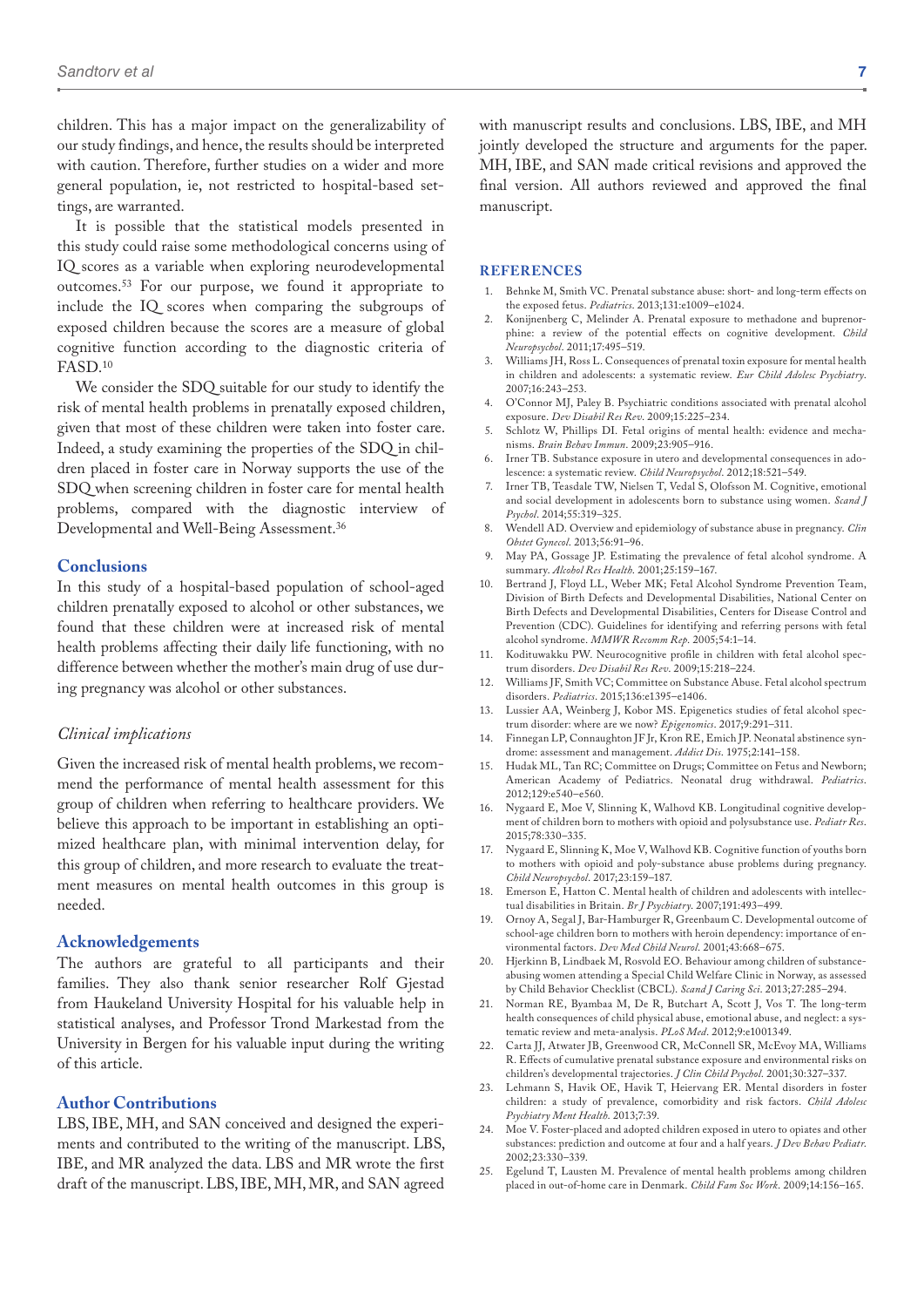children. This has a major impact on the generalizability of our study findings, and hence, the results should be interpreted with caution. Therefore, further studies on a wider and more general population, ie, not restricted to hospital-based settings, are warranted.

It is possible that the statistical models presented in this study could raise some methodological concerns using of IQ scores as a variable when exploring neurodevelopmental outcomes.[53] For our purpose, we found it appropriate to include the IQ scores when comparing the subgroups of exposed children because the scores are a measure of global cognitive function according to the diagnostic criteria of FASD.[10]

We consider the SDQ suitable for our study to identify the risk of mental health problems in prenatally exposed children, given that most of these children were taken into foster care. Indeed, a study examining the properties of the SDQ in children placed in foster care in Norway supports the use of the SDQ when screening children in foster care for mental health problems, compared with the diagnostic interview of Developmental and Well-Being Assessment.[36]

## Conclusions

In this study of a hospital-based population of school-aged children prenatally exposed to alcohol or other substances, we found that these children were at increased risk of mental health problems affecting their daily life functioning, with no difference between whether the mother's main drug of use during pregnancy was alcohol or other substances.

### *Clinical implications*

Given the increased risk of mental health problems, we recommend the performance of mental health assessment for this group of children when referring to healthcare providers. We believe this approach to be important in establishing an optimized healthcare plan, with minimal intervention delay, for this group of children, and more research to evaluate the treatment measures on mental health outcomes in this group is needed.

## Acknowledgements

The authors are grateful to all participants and their families. They also thank senior researcher Rolf Gjestad from Haukeland University Hospital for his valuable help in statistical analyses, and Professor Trond Markestad from the University in Bergen for his valuable input during the writing of this article.

## Author Contributions

LBS, IBE, MH, and SAN conceived and designed the experiments and contributed to the writing of the manuscript. LBS, IBE, and MR analyzed the data. LBS and MR wrote the first draft of the manuscript. LBS, IBE, MH, MR, and SAN agreed with manuscript results and conclusions. LBS, IBE, and MH jointly developed the structure and arguments for the paper. MH, IBE, and SAN made critical revisions and approved the final version. All authors reviewed and approved the final manuscript.

## References

1. Behnke M, Smith VC. Prenatal substance abuse: short- and long-term effects on the exposed fetus. *Pediatrics*. 2013;131:e1009–e1024.
2. Konijnenberg C, Melinder A. Prenatal exposure to methadone and buprenorphine: a review of the potential effects on cognitive development. *Child Neuropsychol*. 2011;17:495–519.
3. Williams JH, Ross L. Consequences of prenatal toxin exposure for mental health in children and adolescents: a systematic review. *Eur Child Adolesc Psychiatry*. 2007;16:243–253.
4. O'Connor MJ, Paley B. Psychiatric conditions associated with prenatal alcohol exposure. *Dev Disabil Res Rev*. 2009;15:225–234.
5. Schlotz W, Phillips DI. Fetal origins of mental health: evidence and mechanisms. *Brain Behav Immun*. 2009;23:905–916.
6. Irner TB. Substance exposure in utero and developmental consequences in adolescence: a systematic review. *Child Neuropsychol*. 2012;18:521–549.
7. Irner TB, Teasdale TW, Nielsen T, Vedal S, Olofsson M. Cognitive, emotional and social development in adolescents born to substance using women. *Scand J Psychol*. 2014;55:319–325.
8. Wendell AD. Overview and epidemiology of substance abuse in pregnancy. *Clin Obstet Gynecol*. 2013;56:91–96.
9. May PA, Gossage JP. Estimating the prevalence of fetal alcohol syndrome. A summary. *Alcohol Res Health*. 2001;25:159–167.
10. Bertrand J, Floyd LL, Weber MK; Fetal Alcohol Syndrome Prevention Team, Division of Birth Defects and Developmental Disabilities, National Center on Birth Defects and Developmental Disabilities, Centers for Disease Control and Prevention (CDC). Guidelines for identifying and referring persons with fetal alcohol syndrome. *MMWR Recomm Rep*. 2005;54:1–14.
11. Kodituwakku PW. Neurocognitive profile in children with fetal alcohol spectrum disorders. *Dev Disabil Res Rev*. 2009;15:218–224.
12. Williams JF, Smith VC; Committee on Substance Abuse. Fetal alcohol spectrum disorders. *Pediatrics*. 2015;136:e1395–e1406.
13. Lussier AA, Weinberg J, Kobor MS. Epigenetics studies of fetal alcohol spectrum disorder: where are we now? *Epigenomics*. 2017;9:291–311.
14. Finnegan LP, Connaughton JF Jr, Kron RE, Emich JP. Neonatal abstinence syndrome: assessment and management. *Addict Dis*. 1975;2:141–158.
15. Hudak ML, Tan RC; Committee on Drugs; Committee on Fetus and Newborn; American Academy of Pediatrics. Neonatal drug withdrawal. *Pediatrics*. 2012;129:e540–e560.
16. Nygaard E, Moe V, Slinning K, Walhovd KB. Longitudinal cognitive development of children born to mothers with opioid and polysubstance use. *Pediatr Res*. 2015;78:330–335.
17. Nygaard E, Slinning K, Moe V, Walhovd KB. Cognitive function of youths born to mothers with opioid and poly-substance abuse problems during pregnancy. *Child Neuropsychol*. 2017;23:159–187.
18. Emerson E, Hatton C. Mental health of children and adolescents with intellectual disabilities in Britain. *Br J Psychiatry*. 2007;191:493–499.
19. Ornoy A, Segal J, Bar-Hamburger R, Greenbaum C. Developmental outcome of school-age children born to mothers with heroin dependency: importance of environmental factors. *Dev Med Child Neurol*. 2001;43:668–675.
20. Hjerkinn B, Lindbaek M, Rosvold EO. Behaviour among children of substance-abusing women attending a Special Child Welfare Clinic in Norway, as assessed by Child Behavior Checklist (CBCL). *Scand J Caring Sci*. 2013;27:285–294.
21. Norman RE, Byambaa M, De R, Butchart A, Scott J, Vos T. The long-term health consequences of child physical abuse, emotional abuse, and neglect: a systematic review and meta-analysis. *PLoS Med*. 2012;9:e1001349.
22. Carta JJ, Atwater JB, Greenwood CR, McConnell SR, McEvoy MA, Williams R. Effects of cumulative prenatal substance exposure and environmental risks on children's developmental trajectories. *J Clin Child Psychol*. 2001;30:327–337.
23. Lehmann S, Havik OE, Havik T, Heiervang ER. Mental disorders in foster children: a study of prevalence, comorbidity and risk factors. *Child Adolesc Psychiatry Ment Health*. 2013;7:39.
24. Moe V. Foster-placed and adopted children exposed in utero to opiates and other substances: prediction and outcome at four and a half years. *J Dev Behav Pediatr*. 2002;23:330–339.
25. Egelund T, Lausten M. Prevalence of mental health problems among children placed in out-of-home care in Denmark. *Child Fam Soc Work*. 2009;14:156–165.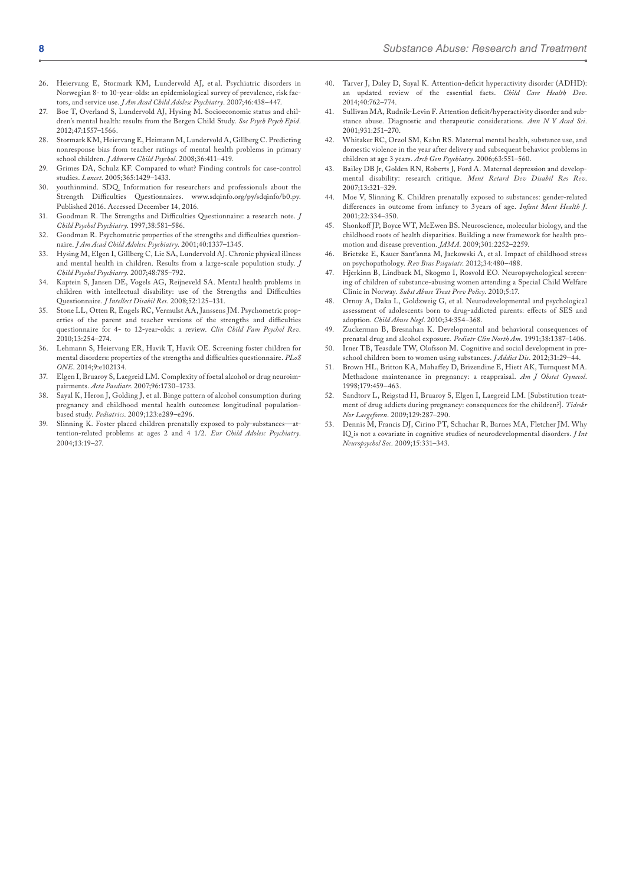26. Heiervang E, Stormark KM, Lundervold AJ, et al. Psychiatric disorders in Norwegian 8- to 10-year-olds: an epidemiological survey of prevalence, risk factors, and service use. *J Am Acad Child Adolesc Psychiatry*. 2007;46:438–447.
27. Boe T, Overland S, Lundervold AJ, Hysing M. Socioeconomic status and children's mental health: results from the Bergen Child Study. *Soc Psych Psych Epid*. 2012;47:1557–1566.
28. Stormark KM, Heiervang E, Heimann M, Lundervold A, Gillberg C. Predicting nonresponse bias from teacher ratings of mental health problems in primary school children. *J Abnorm Child Psychol*. 2008;36:411–419.
29. Grimes DA, Schulz KF. Compared to what? Finding controls for case-control studies. *Lancet*. 2005;365:1429–1433.
30. youthinmind. SDQ. Information for researchers and professionals about the Strength Difficulties Questionnaires. www.sdqinfo.org/py/sdqinfo/b0.py. Published 2016. Accessed December 14, 2016.
31. Goodman R. The Strengths and Difficulties Questionnaire: a research note. *J Child Psychol Psychiatry*. 1997;38:581–586.
32. Goodman R. Psychometric properties of the strengths and difficulties questionnaire. *J Am Acad Child Adolesc Psychiatry*. 2001;40:1337–1345.
33. Hysing M, Elgen I, Gillberg C, Lie SA, Lundervold AJ. Chronic physical illness and mental health in children. Results from a large-scale population study. *J Child Psychol Psychiatry*. 2007;48:785–792.
34. Kaptein S, Jansen DE, Vogels AG, Reijneveld SA. Mental health problems in children with intellectual disability: use of the Strengths and Difficulties Questionnaire. *J Intellect Disabil Res*. 2008;52:125–131.
35. Stone LL, Otten R, Engels RC, Vermulst AA, Janssens JM. Psychometric properties of the parent and teacher versions of the strengths and difficulties questionnaire for 4- to 12-year-olds: a review. *Clin Child Fam Psychol Rev*. 2010;13:254–274.
36. Lehmann S, Heiervang ER, Havik T, Havik OE. Screening foster children for mental disorders: properties of the strengths and difficulties questionnaire. *PLoS ONE*. 2014;9:e102134.
37. Elgen I, Bruaroy S, Laegreid LM. Complexity of foetal alcohol or drug neuroimpairments. *Acta Paediatr*. 2007;96:1730–1733.
38. Sayal K, Heron J, Golding J, et al. Binge pattern of alcohol consumption during pregnancy and childhood mental health outcomes: longitudinal population-based study. *Pediatrics*. 2009;123:e289–e296.
39. Slinning K. Foster placed children prenatally exposed to poly-substances—attention-related problems at ages 2 and 4 1/2. *Eur Child Adolesc Psychiatry*. 2004;13:19–27.
40. Tarver J, Daley D, Sayal K. Attention-deficit hyperactivity disorder (ADHD): an updated review of the essential facts. *Child Care Health Dev*. 2014;40:762–774.
41. Sullivan MA, Rudnik-Levin F. Attention deficit/hyperactivity disorder and substance abuse. Diagnostic and therapeutic considerations. *Ann N Y Acad Sci*. 2001;931:251–270.
42. Whitaker RC, Orzol SM, Kahn RS. Maternal mental health, substance use, and domestic violence in the year after delivery and subsequent behavior problems in children at age 3 years. *Arch Gen Psychiatry*. 2006;63:551–560.
43. Bailey DB Jr, Golden RN, Roberts J, Ford A. Maternal depression and developmental disability: research critique. *Ment Retard Dev Disabil Res Rev*. 2007;13:321–329.
44. Moe V, Slinning K. Children prenatally exposed to substances: gender-related differences in outcome from infancy to 3 years of age. *Infant Ment Health J*. 2001;22:334–350.
45. Shonkoff JP, Boyce WT, McEwen BS. Neuroscience, molecular biology, and the childhood roots of health disparities. Building a new framework for health promotion and disease prevention. *JAMA*. 2009;301:2252–2259.
46. Brietzke E, Kauer Sant'anna M, Jackowski A, et al. Impact of childhood stress on psychopathology. *Rev Bras Psiquiatr*. 2012;34:480–488.
47. Hjerkinn B, Lindbaek M, Skogmo I, Rosvold EO. Neuropsychological screening of children of substance-abusing women attending a Special Child Welfare Clinic in Norway. *Subst Abuse Treat Prev Policy*. 2010;5:17.
48. Ornoy A, Daka L, Goldzweig G, et al. Neurodevelopmental and psychological assessment of adolescents born to drug-addicted parents: effects of SES and adoption. *Child Abuse Negl*. 2010;34:354–368.
49. Zuckerman B, Bresnahan K. Developmental and behavioral consequences of prenatal drug and alcohol exposure. *Pediatr Clin North Am*. 1991;38:1387–1406.
50. Irner TB, Teasdale TW, Olofsson M. Cognitive and social development in preschool children born to women using substances. *J Addict Dis*. 2012;31:29–44.
51. Brown HL, Britton KA, Mahaffey D, Brizendine E, Hiett AK, Turnquest MA. Methadone maintenance in pregnancy: a reappraisal. *Am J Obstet Gynecol*. 1998;179:459–463.
52. Sandtorv L, Reigstad H, Bruaroy S, Elgen I, Laegreid LM. [Substitution treatment of drug addicts during pregnancy: consequences for the children?]. *Tidsskr Nor Laegeforen*. 2009;129:287–290.
53. Dennis M, Francis DJ, Cirino PT, Schachar R, Barnes MA, Fletcher JM. Why IQ is not a covariate in cognitive studies of neurodevelopmental disorders. *J Int Neuropsychol Soc*. 2009;15:331–343.